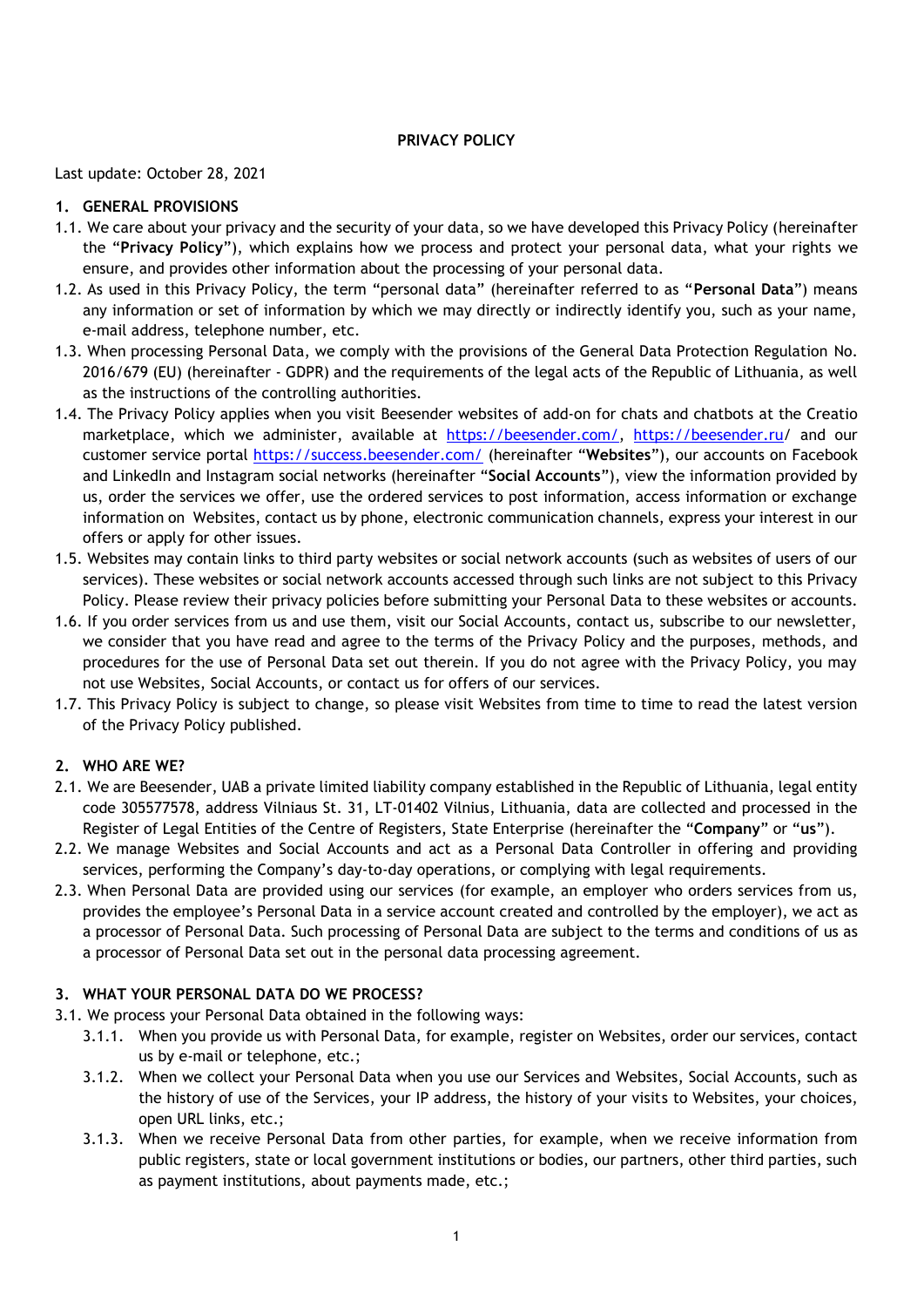# PRIVACY POLICY

Last update: October 28, 2021

## 1. GENERAL PROVISIONS

1.1. We care about your privacy and the security of your data, so we have developed this Privacy Policy (hereinafter the "**Privacy Policy**"), which explains how we process and protect your personal data, what your rights we ensure, and provides other information about the processing of your personal data.

1.2. As used in this Privacy Policy, the term "personal data" (hereinafter referred to as "**Personal Data**") means any information or set of information by which we may directly or indirectly identify you, such as your name, e-mail address, telephone number, etc.

1.3. When processing Personal Data, we comply with the provisions of the General Data Protection Regulation No. 2016/679 (EU) (hereinafter - GDPR) and the requirements of the legal acts of the Republic of Lithuania, as well as the instructions of the controlling authorities.

1.4. The Privacy Policy applies when you visit Beesender websites of add-on for chats and chatbots at the Creatio marketplace, which we administer, available at https://beesender.com/, https://beesender.ru/ and our customer service portal https://success.beesender.com/ (hereinafter "**Websites**"), our accounts on Facebook and LinkedIn and Instagram social networks (hereinafter "**Social Accounts**"), view the information provided by us, order the services we offer, use the ordered services to post information, access information or exchange information on Websites, contact us by phone, electronic communication channels, express your interest in our offers or apply for other issues.

1.5. Websites may contain links to third party websites or social network accounts (such as websites of users of our services). These websites or social network accounts accessed through such links are not subject to this Privacy Policy. Please review their privacy policies before submitting your Personal Data to these websites or accounts.

1.6. If you order services from us and use them, visit our Social Accounts, contact us, subscribe to our newsletter, we consider that you have read and agree to the terms of the Privacy Policy and the purposes, methods, and procedures for the use of Personal Data set out therein. If you do not agree with the Privacy Policy, you may not use Websites, Social Accounts, or contact us for offers of our services.

1.7. This Privacy Policy is subject to change, so please visit Websites from time to time to read the latest version of the Privacy Policy published.

## 2. WHO ARE WE?

2.1. We are Beesender, UAB a private limited liability company established in the Republic of Lithuania, legal entity code 305577578, address Vilniaus St. 31, LT-01402 Vilnius, Lithuania, data are collected and processed in the Register of Legal Entities of the Centre of Registers, State Enterprise (hereinafter the "**Company**" or "**us**").

2.2. We manage Websites and Social Accounts and act as a Personal Data Controller in offering and providing services, performing the Company's day-to-day operations, or complying with legal requirements.

2.3. When Personal Data are provided using our services (for example, an employer who orders services from us, provides the employee's Personal Data in a service account created and controlled by the employer), we act as a processor of Personal Data. Such processing of Personal Data are subject to the terms and conditions of us as a processor of Personal Data set out in the personal data processing agreement.

## 3. WHAT YOUR PERSONAL DATA DO WE PROCESS?

3.1. We process your Personal Data obtained in the following ways:

3.1.1. When you provide us with Personal Data, for example, register on Websites, order our services, contact us by e-mail or telephone, etc.;

3.1.2. When we collect your Personal Data when you use our Services and Websites, Social Accounts, such as the history of use of the Services, your IP address, the history of your visits to Websites, your choices, open URL links, etc.;

3.1.3. When we receive Personal Data from other parties, for example, when we receive information from public registers, state or local government institutions or bodies, our partners, other third parties, such as payment institutions, about payments made, etc.;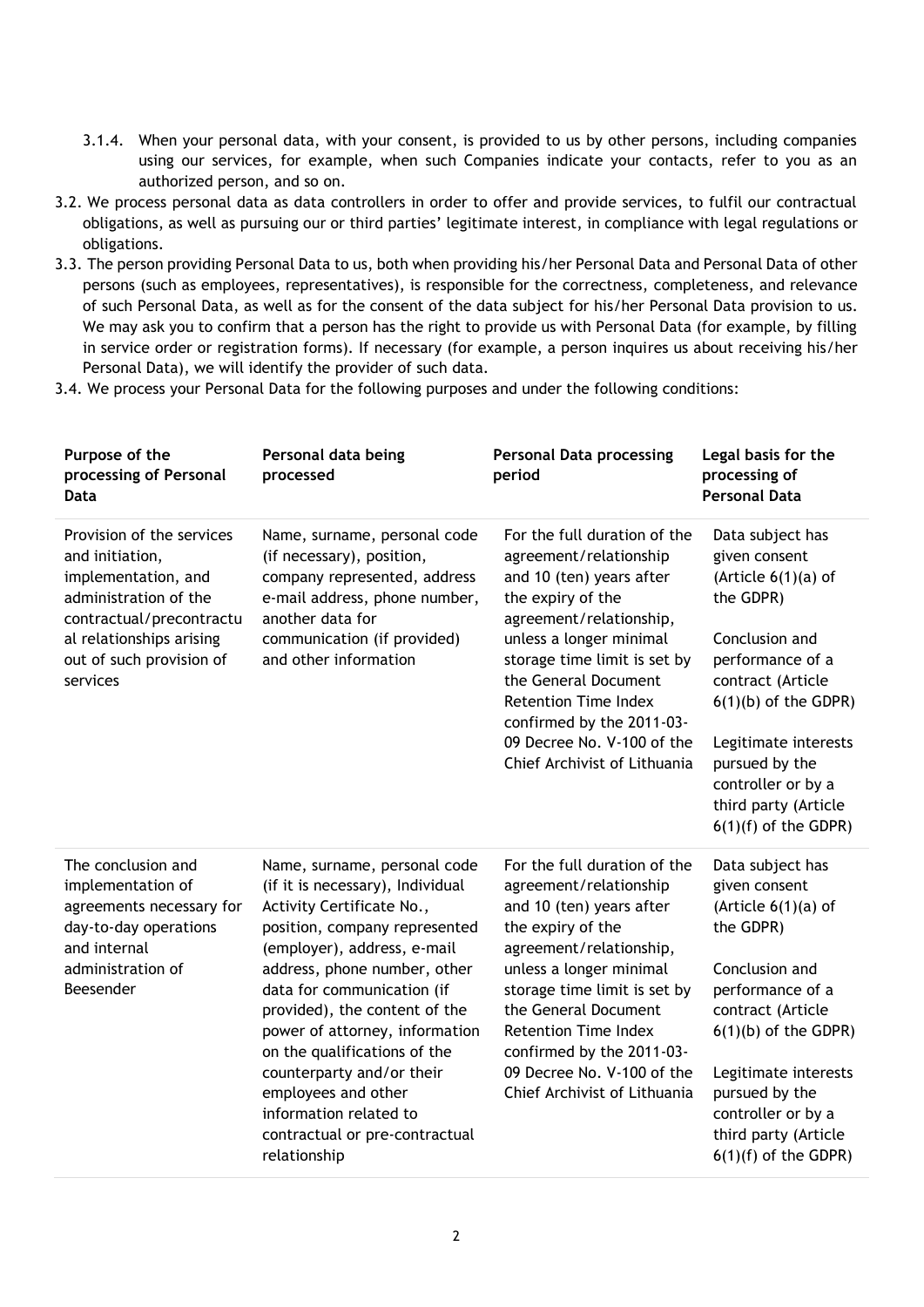3.1.4. When your personal data, with your consent, is provided to us by other persons, including companies using our services, for example, when such Companies indicate your contacts, refer to you as an authorized person, and so on.

3.2. We process personal data as data controllers in order to offer and provide services, to fulfil our contractual obligations, as well as pursuing our or third parties' legitimate interest, in compliance with legal regulations or obligations.

3.3. The person providing Personal Data to us, both when providing his/her Personal Data and Personal Data of other persons (such as employees, representatives), is responsible for the correctness, completeness, and relevance of such Personal Data, as well as for the consent of the data subject for his/her Personal Data provision to us. We may ask you to confirm that a person has the right to provide us with Personal Data (for example, by filling in service order or registration forms). If necessary (for example, a person inquires us about receiving his/her Personal Data), we will identify the provider of such data.

3.4. We process your Personal Data for the following purposes and under the following conditions:

| Purpose of the processing of Personal Data | Personal data being processed | Personal Data processing period | Legal basis for the processing of Personal Data |
|---|---|---|---|
| Provision of the services and initiation, implementation, and administration of the contractual/precontractual relationships arising out of such provision of services | Name, surname, personal code (if necessary), position, company represented, address e-mail address, phone number, another data for communication (if provided) and other information | For the full duration of the agreement/relationship and 10 (ten) years after the expiry of the agreement/relationship, unless a longer minimal storage time limit is set by the General Document Retention Time Index confirmed by the 2011-03-09 Decree No. V-100 of the Chief Archivist of Lithuania | Data subject has given consent (Article 6(1)(a) of the GDPR)<br><br>Conclusion and performance of a contract (Article 6(1)(b) of the GDPR)<br><br>Legitimate interests pursued by the controller or by a third party (Article 6(1)(f) of the GDPR) |
| The conclusion and implementation of agreements necessary for day-to-day operations and internal administration of Beesender | Name, surname, personal code (if it is necessary), Individual Activity Certificate No., position, company represented (employer), address, e-mail address, phone number, other data for communication (if provided), the content of the power of attorney, information on the qualifications of the counterparty and/or their employees and other information related to contractual or pre-contractual relationship | For the full duration of the agreement/relationship and 10 (ten) years after the expiry of the agreement/relationship, unless a longer minimal storage time limit is set by the General Document Retention Time Index confirmed by the 2011-03-09 Decree No. V-100 of the Chief Archivist of Lithuania | Data subject has given consent (Article 6(1)(a) of the GDPR)<br><br>Conclusion and performance of a contract (Article 6(1)(b) of the GDPR)<br><br>Legitimate interests pursued by the controller or by a third party (Article 6(1)(f) of the GDPR) |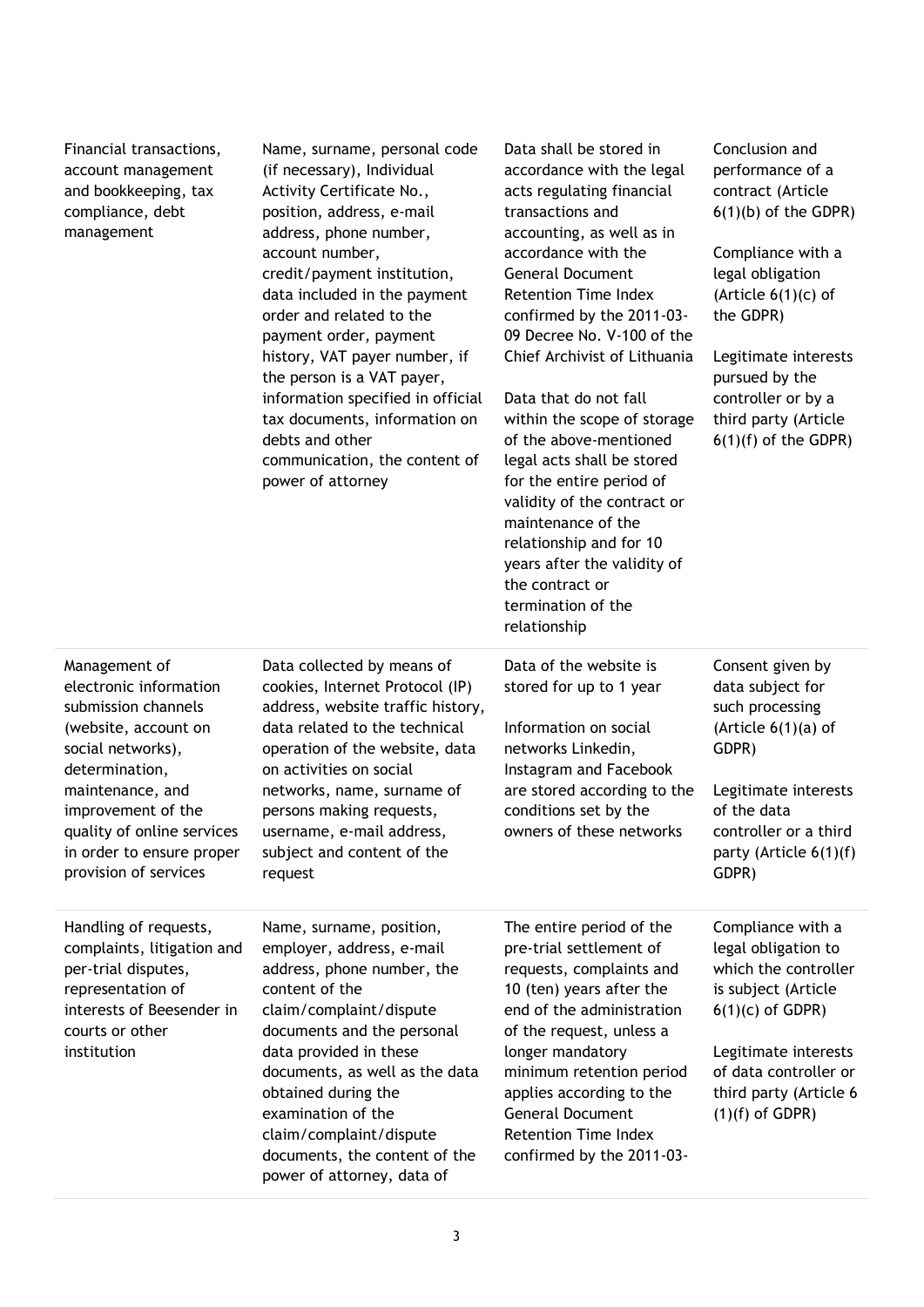| | | | |
|---|---|---|---|
| Financial transactions, account management and bookkeeping, tax compliance, debt management | Name, surname, personal code (if necessary), Individual Activity Certificate No., position, address, e-mail address, phone number, account number, credit/payment institution, data included in the payment order and related to the payment order, payment history, VAT payer number, if the person is a VAT payer, information specified in official tax documents, information on debts and other communication, the content of power of attorney | Data shall be stored in accordance with the legal acts regulating financial transactions and accounting, as well as in accordance with the General Document Retention Time Index confirmed by the 2011-03-09 Decree No. V-100 of the Chief Archivist of Lithuania<br><br>Data that do not fall within the scope of storage of the above-mentioned legal acts shall be stored for the entire period of validity of the contract or maintenance of the relationship and for 10 years after the validity of the contract or termination of the relationship | Conclusion and performance of a contract (Article 6(1)(b) of the GDPR)<br><br>Compliance with a legal obligation (Article 6(1)(c) of the GDPR)<br><br>Legitimate interests pursued by the controller or by a third party (Article 6(1)(f) of the GDPR) |
| Management of electronic information submission channels (website, account on social networks), determination, maintenance, and improvement of the quality of online services in order to ensure proper provision of services | Data collected by means of cookies, Internet Protocol (IP) address, website traffic history, data related to the technical operation of the website, data on activities on social networks, name, surname of persons making requests, username, e-mail address, subject and content of the request | Data of the website is stored for up to 1 year<br><br>Information on social networks Linkedin, Instagram and Facebook are stored according to the conditions set by the owners of these networks | Consent given by data subject for such processing (Article 6(1)(a) of GDPR)<br><br>Legitimate interests of the data controller or a third party (Article 6(1)(f) GDPR) |
| Handling of requests, complaints, litigation and per-trial disputes, representation of interests of Beesender in courts or other institution | Name, surname, position, employer, address, e-mail address, phone number, the content of the claim/complaint/dispute documents and the personal data provided in these documents, as well as the data obtained during the examination of the claim/complaint/dispute documents, the content of the power of attorney, data of | The entire period of the pre-trial settlement of requests, complaints and 10 (ten) years after the end of the administration of the request, unless a longer mandatory minimum retention period applies according to the General Document Retention Time Index confirmed by the 2011-03- | Compliance with a legal obligation to which the controller is subject (Article 6(1)(c) of GDPR)<br><br>Legitimate interests of data controller or third party (Article 6 (1)(f) of GDPR) |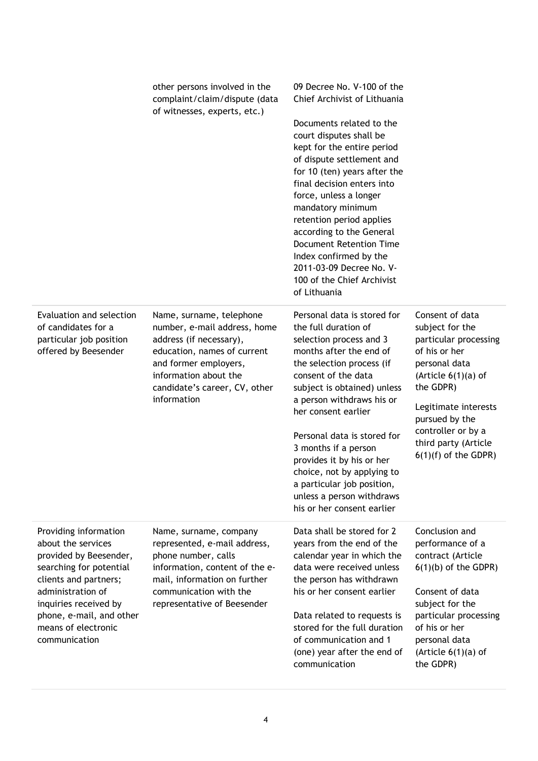| | | | |
|---|---|---|---|
| | other persons involved in the complaint/claim/dispute (data of witnesses, experts, etc.) | 09 Decree No. V-100 of the Chief Archivist of Lithuania<br><br>Documents related to the court disputes shall be kept for the entire period of dispute settlement and for 10 (ten) years after the final decision enters into force, unless a longer mandatory minimum retention period applies according to the General Document Retention Time Index confirmed by the 2011-03-09 Decree No. V-100 of the Chief Archivist of Lithuania | |
| Evaluation and selection of candidates for a particular job position offered by Beesender | Name, surname, telephone number, e-mail address, home address (if necessary), education, names of current and former employers, information about the candidate's career, CV, other information | Personal data is stored for the full duration of selection process and 3 months after the end of the selection process (if consent of the data subject is obtained) unless a person withdraws his or her consent earlier<br><br>Personal data is stored for 3 months if a person provides it by his or her choice, not by applying to a particular job position, unless a person withdraws his or her consent earlier | Consent of data subject for the particular processing of his or her personal data (Article 6(1)(a) of the GDPR)<br><br>Legitimate interests pursued by the controller or by a third party (Article 6(1)(f) of the GDPR) |
| Providing information about the services provided by Beesender, searching for potential clients and partners; administration of inquiries received by phone, e-mail, and other means of electronic communication | Name, surname, company represented, e-mail address, phone number, calls information, content of the e-mail, information on further communication with the representative of Beesender | Data shall be stored for 2 years from the end of the calendar year in which the data were received unless the person has withdrawn his or her consent earlier<br><br>Data related to requests is stored for the full duration of communication and 1 (one) year after the end of communication | Conclusion and performance of a contract (Article 6(1)(b) of the GDPR)<br><br>Consent of data subject for the particular processing of his or her personal data (Article 6(1)(a) of the GDPR) |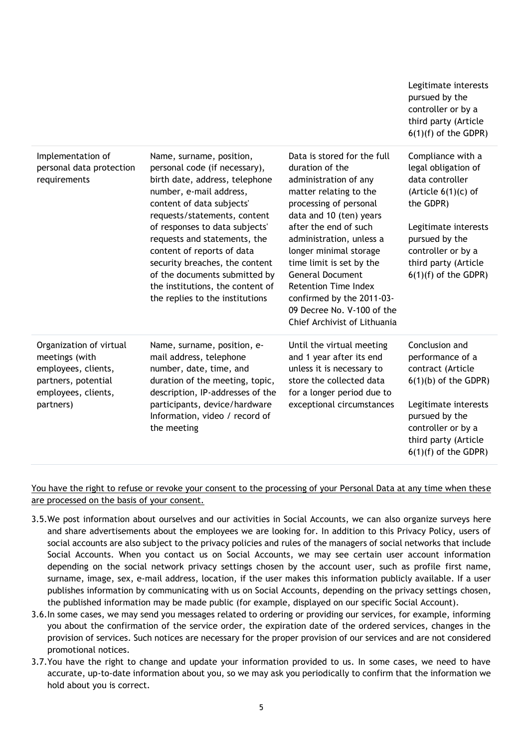| | | | Legitimate interests pursued by the controller or by a third party (Article 6(1)(f) of the GDPR) |
|---|---|---|---|
| Implementation of personal data protection requirements | Name, surname, position, personal code (if necessary), birth date, address, telephone number, e-mail address, content of data subjects' requests/statements, content of responses to data subjects' requests and statements, the content of reports of data security breaches, the content of the documents submitted by the institutions, the content of the replies to the institutions | Data is stored for the full duration of the administration of any matter relating to the processing of personal data and 10 (ten) years after the end of such administration, unless a longer minimal storage time limit is set by the General Document Retention Time Index confirmed by the 2011-03-09 Decree No. V-100 of the Chief Archivist of Lithuania | Compliance with a legal obligation of data controller (Article 6(1)(c) of the GDPR)<br><br>Legitimate interests pursued by the controller or by a third party (Article 6(1)(f) of the GDPR) |
| Organization of virtual meetings (with employees, clients, partners, potential employees, clients, partners) | Name, surname, position, e-mail address, telephone number, date, time, and duration of the meeting, topic, description, IP-addresses of the participants, device/hardware Information, video / record of the meeting | Until the virtual meeting and 1 year after its end unless it is necessary to store the collected data for a longer period due to exceptional circumstances | Conclusion and performance of a contract (Article 6(1)(b) of the GDPR)<br><br>Legitimate interests pursued by the controller or by a third party (Article 6(1)(f) of the GDPR) |

<u>You have the right to refuse or revoke your consent to the processing of your Personal Data at any time when these are processed on the basis of your consent.</u>

3.5. We post information about ourselves and our activities in Social Accounts, we can also organize surveys here and share advertisements about the employees we are looking for. In addition to this Privacy Policy, users of social accounts are also subject to the privacy policies and rules of the managers of social networks that include Social Accounts. When you contact us on Social Accounts, we may see certain user account information depending on the social network privacy settings chosen by the account user, such as profile first name, surname, image, sex, e-mail address, location, if the user makes this information publicly available. If a user publishes information by communicating with us on Social Accounts, depending on the privacy settings chosen, the published information may be made public (for example, displayed on our specific Social Account).

3.6. In some cases, we may send you messages related to ordering or providing our services, for example, informing you about the confirmation of the service order, the expiration date of the ordered services, changes in the provision of services. Such notices are necessary for the proper provision of our services and are not considered promotional notices.

3.7. You have the right to change and update your information provided to us. In some cases, we need to have accurate, up-to-date information about you, so we may ask you periodically to confirm that the information we hold about you is correct.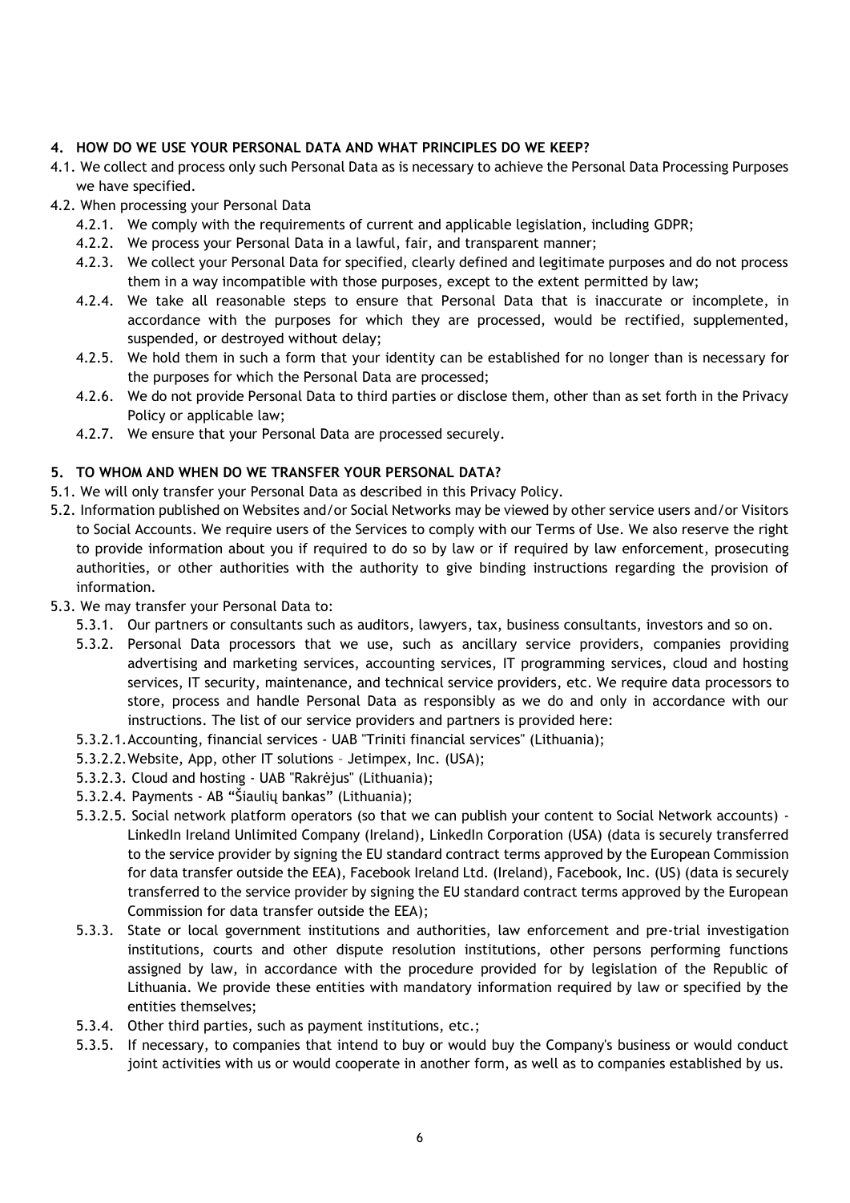## 4. HOW DO WE USE YOUR PERSONAL DATA AND WHAT PRINCIPLES DO WE KEEP?

4.1. We collect and process only such Personal Data as is necessary to achieve the Personal Data Processing Purposes we have specified.

4.2. When processing your Personal Data

- 4.2.1. We comply with the requirements of current and applicable legislation, including GDPR;
- 4.2.2. We process your Personal Data in a lawful, fair, and transparent manner;
- 4.2.3. We collect your Personal Data for specified, clearly defined and legitimate purposes and do not process them in a way incompatible with those purposes, except to the extent permitted by law;
- 4.2.4. We take all reasonable steps to ensure that Personal Data that is inaccurate or incomplete, in accordance with the purposes for which they are processed, would be rectified, supplemented, suspended, or destroyed without delay;
- 4.2.5. We hold them in such a form that your identity can be established for no longer than is necessary for the purposes for which the Personal Data are processed;
- 4.2.6. We do not provide Personal Data to third parties or disclose them, other than as set forth in the Privacy Policy or applicable law;
- 4.2.7. We ensure that your Personal Data are processed securely.

## 5. TO WHOM AND WHEN DO WE TRANSFER YOUR PERSONAL DATA?

5.1. We will only transfer your Personal Data as described in this Privacy Policy.

5.2. Information published on Websites and/or Social Networks may be viewed by other service users and/or Visitors to Social Accounts. We require users of the Services to comply with our Terms of Use. We also reserve the right to provide information about you if required to do so by law or if required by law enforcement, prosecuting authorities, or other authorities with the authority to give binding instructions regarding the provision of information.

5.3. We may transfer your Personal Data to:

- 5.3.1. Our partners or consultants such as auditors, lawyers, tax, business consultants, investors and so on.
- 5.3.2. Personal Data processors that we use, such as ancillary service providers, companies providing advertising and marketing services, accounting services, IT programming services, cloud and hosting services, IT security, maintenance, and technical service providers, etc. We require data processors to store, process and handle Personal Data as responsibly as we do and only in accordance with our instructions. The list of our service providers and partners is provided here:
  - 5.3.2.1. Accounting, financial services - UAB "Triniti financial services" (Lithuania);
  - 5.3.2.2. Website, App, other IT solutions – Jetimpex, Inc. (USA);
  - 5.3.2.3. Cloud and hosting - UAB "Rakrėjus" (Lithuania);
  - 5.3.2.4. Payments - AB "Šiaulių bankas" (Lithuania);
  - 5.3.2.5. Social network platform operators (so that we can publish your content to Social Network accounts) - LinkedIn Ireland Unlimited Company (Ireland), LinkedIn Corporation (USA) (data is securely transferred to the service provider by signing the EU standard contract terms approved by the European Commission for data transfer outside the EEA), Facebook Ireland Ltd. (Ireland), Facebook, Inc. (US) (data is securely transferred to the service provider by signing the EU standard contract terms approved by the European Commission for data transfer outside the EEA);
- 5.3.3. State or local government institutions and authorities, law enforcement and pre-trial investigation institutions, courts and other dispute resolution institutions, other persons performing functions assigned by law, in accordance with the procedure provided for by legislation of the Republic of Lithuania. We provide these entities with mandatory information required by law or specified by the entities themselves;
- 5.3.4. Other third parties, such as payment institutions, etc.;
- 5.3.5. If necessary, to companies that intend to buy or would buy the Company's business or would conduct joint activities with us or would cooperate in another form, as well as to companies established by us.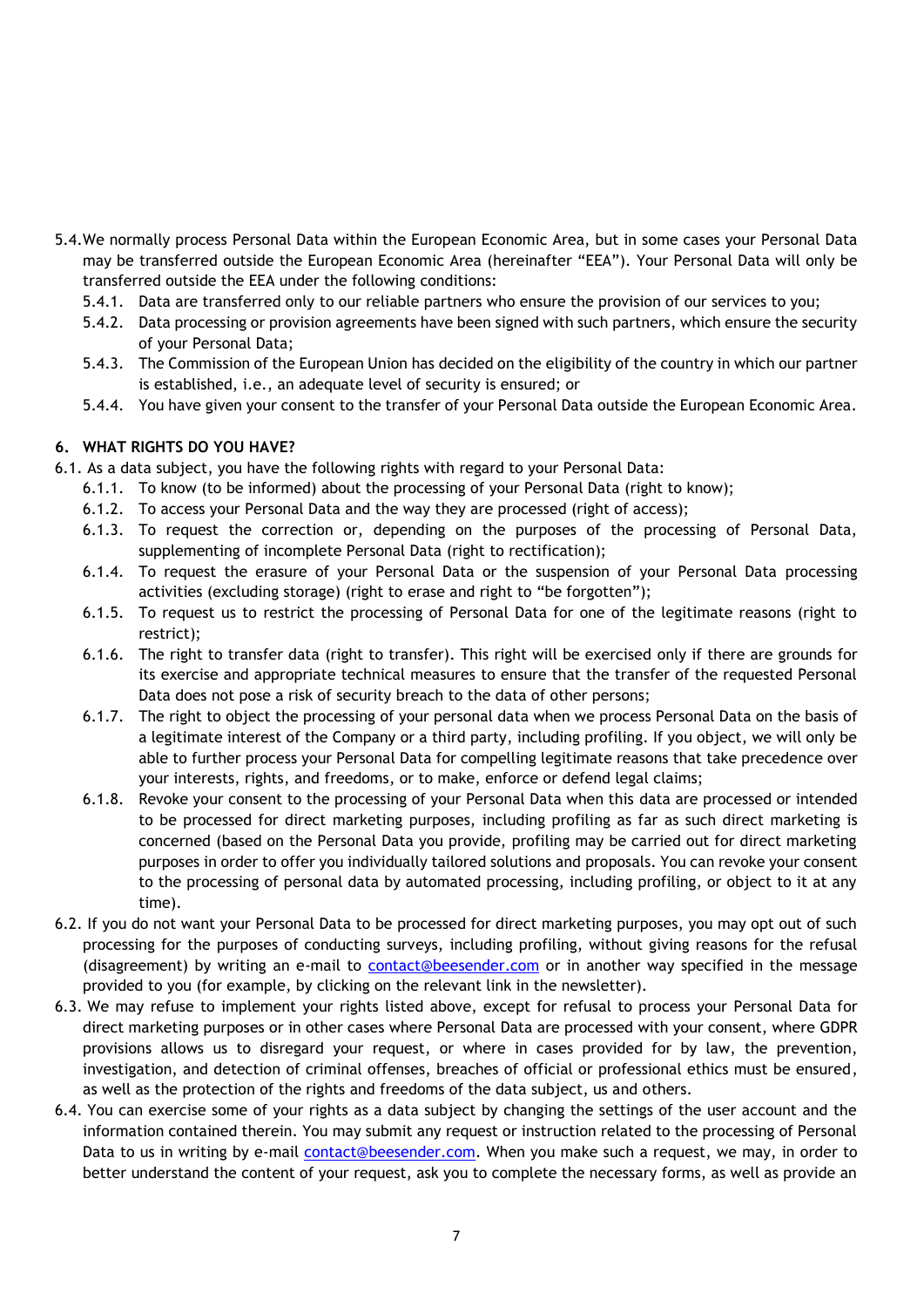5.4. We normally process Personal Data within the European Economic Area, but in some cases your Personal Data may be transferred outside the European Economic Area (hereinafter "EEA"). Your Personal Data will only be transferred outside the EEA under the following conditions:

- 5.4.1. Data are transferred only to our reliable partners who ensure the provision of our services to you;
- 5.4.2. Data processing or provision agreements have been signed with such partners, which ensure the security of your Personal Data;
- 5.4.3. The Commission of the European Union has decided on the eligibility of the country in which our partner is established, i.e., an adequate level of security is ensured; or
- 5.4.4. You have given your consent to the transfer of your Personal Data outside the European Economic Area.

## 6. WHAT RIGHTS DO YOU HAVE?

6.1. As a data subject, you have the following rights with regard to your Personal Data:

- 6.1.1. To know (to be informed) about the processing of your Personal Data (right to know);
- 6.1.2. To access your Personal Data and the way they are processed (right of access);
- 6.1.3. To request the correction or, depending on the purposes of the processing of Personal Data, supplementing of incomplete Personal Data (right to rectification);
- 6.1.4. To request the erasure of your Personal Data or the suspension of your Personal Data processing activities (excluding storage) (right to erase and right to "be forgotten");
- 6.1.5. To request us to restrict the processing of Personal Data for one of the legitimate reasons (right to restrict);
- 6.1.6. The right to transfer data (right to transfer). This right will be exercised only if there are grounds for its exercise and appropriate technical measures to ensure that the transfer of the requested Personal Data does not pose a risk of security breach to the data of other persons;
- 6.1.7. The right to object the processing of your personal data when we process Personal Data on the basis of a legitimate interest of the Company or a third party, including profiling. If you object, we will only be able to further process your Personal Data for compelling legitimate reasons that take precedence over your interests, rights, and freedoms, or to make, enforce or defend legal claims;
- 6.1.8. Revoke your consent to the processing of your Personal Data when this data are processed or intended to be processed for direct marketing purposes, including profiling as far as such direct marketing is concerned (based on the Personal Data you provide, profiling may be carried out for direct marketing purposes in order to offer you individually tailored solutions and proposals. You can revoke your consent to the processing of personal data by automated processing, including profiling, or object to it at any time).

6.2. If you do not want your Personal Data to be processed for direct marketing purposes, you may opt out of such processing for the purposes of conducting surveys, including profiling, without giving reasons for the refusal (disagreement) by writing an e-mail to contact@beesender.com or in another way specified in the message provided to you (for example, by clicking on the relevant link in the newsletter).

6.3. We may refuse to implement your rights listed above, except for refusal to process your Personal Data for direct marketing purposes or in other cases where Personal Data are processed with your consent, where GDPR provisions allows us to disregard your request, or where in cases provided for by law, the prevention, investigation, and detection of criminal offenses, breaches of official or professional ethics must be ensured, as well as the protection of the rights and freedoms of the data subject, us and others.

6.4. You can exercise some of your rights as a data subject by changing the settings of the user account and the information contained therein. You may submit any request or instruction related to the processing of Personal Data to us in writing by e-mail contact@beesender.com. When you make such a request, we may, in order to better understand the content of your request, ask you to complete the necessary forms, as well as provide an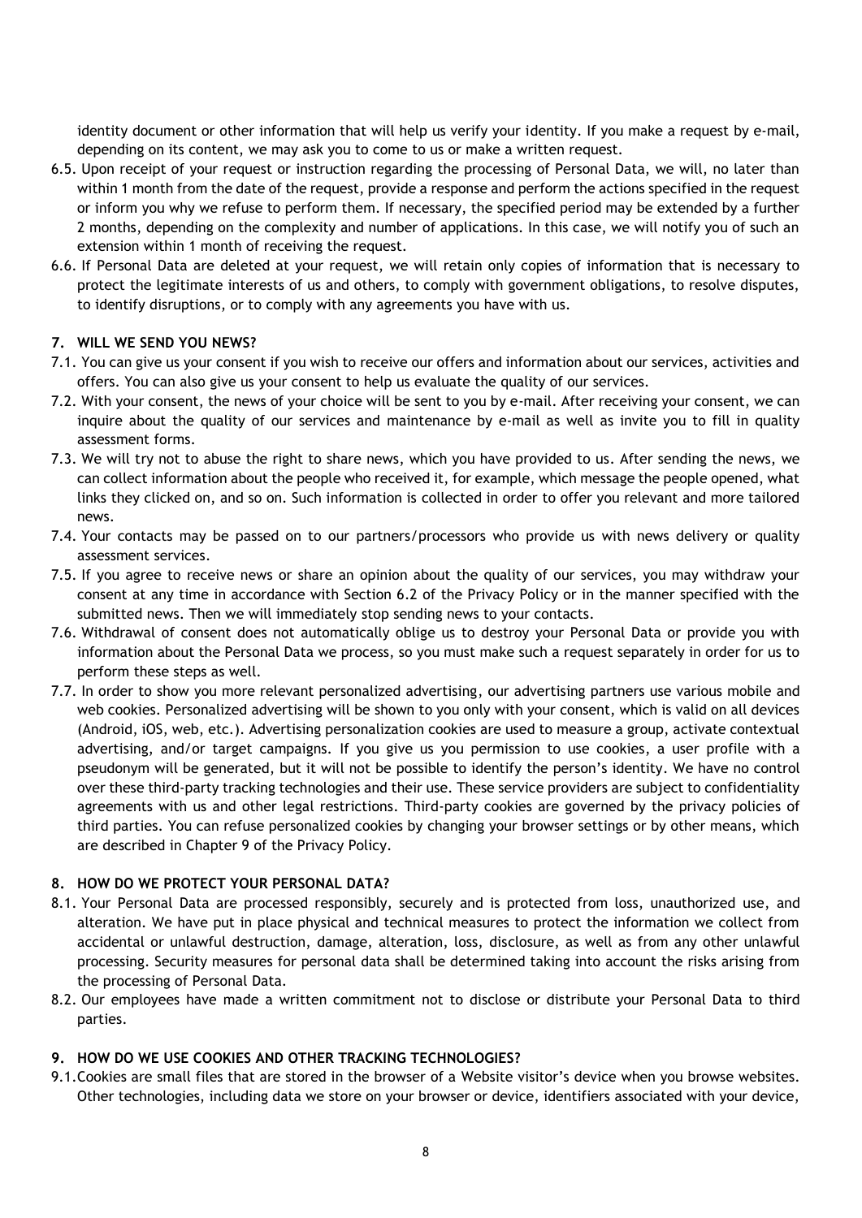identity document or other information that will help us verify your identity. If you make a request by e-mail, depending on its content, we may ask you to come to us or make a written request.

6.5. Upon receipt of your request or instruction regarding the processing of Personal Data, we will, no later than within 1 month from the date of the request, provide a response and perform the actions specified in the request or inform you why we refuse to perform them. If necessary, the specified period may be extended by a further 2 months, depending on the complexity and number of applications. In this case, we will notify you of such an extension within 1 month of receiving the request.

6.6. If Personal Data are deleted at your request, we will retain only copies of information that is necessary to protect the legitimate interests of us and others, to comply with government obligations, to resolve disputes, to identify disruptions, or to comply with any agreements you have with us.

## 7. WILL WE SEND YOU NEWS?

7.1. You can give us your consent if you wish to receive our offers and information about our services, activities and offers. You can also give us your consent to help us evaluate the quality of our services.

7.2. With your consent, the news of your choice will be sent to you by e-mail. After receiving your consent, we can inquire about the quality of our services and maintenance by e-mail as well as invite you to fill in quality assessment forms.

7.3. We will try not to abuse the right to share news, which you have provided to us. After sending the news, we can collect information about the people who received it, for example, which message the people opened, what links they clicked on, and so on. Such information is collected in order to offer you relevant and more tailored news.

7.4. Your contacts may be passed on to our partners/processors who provide us with news delivery or quality assessment services.

7.5. If you agree to receive news or share an opinion about the quality of our services, you may withdraw your consent at any time in accordance with Section 6.2 of the Privacy Policy or in the manner specified with the submitted news. Then we will immediately stop sending news to your contacts.

7.6. Withdrawal of consent does not automatically oblige us to destroy your Personal Data or provide you with information about the Personal Data we process, so you must make such a request separately in order for us to perform these steps as well.

7.7. In order to show you more relevant personalized advertising, our advertising partners use various mobile and web cookies. Personalized advertising will be shown to you only with your consent, which is valid on all devices (Android, iOS, web, etc.). Advertising personalization cookies are used to measure a group, activate contextual advertising, and/or target campaigns. If you give us you permission to use cookies, a user profile with a pseudonym will be generated, but it will not be possible to identify the person's identity. We have no control over these third-party tracking technologies and their use. These service providers are subject to confidentiality agreements with us and other legal restrictions. Third-party cookies are governed by the privacy policies of third parties. You can refuse personalized cookies by changing your browser settings or by other means, which are described in Chapter 9 of the Privacy Policy.

## 8. HOW DO WE PROTECT YOUR PERSONAL DATA?

8.1. Your Personal Data are processed responsibly, securely and is protected from loss, unauthorized use, and alteration. We have put in place physical and technical measures to protect the information we collect from accidental or unlawful destruction, damage, alteration, loss, disclosure, as well as from any other unlawful processing. Security measures for personal data shall be determined taking into account the risks arising from the processing of Personal Data.

8.2. Our employees have made a written commitment not to disclose or distribute your Personal Data to third parties.

## 9. HOW DO WE USE COOKIES AND OTHER TRACKING TECHNOLOGIES?

9.1. Cookies are small files that are stored in the browser of a Website visitor's device when you browse websites. Other technologies, including data we store on your browser or device, identifiers associated with your device,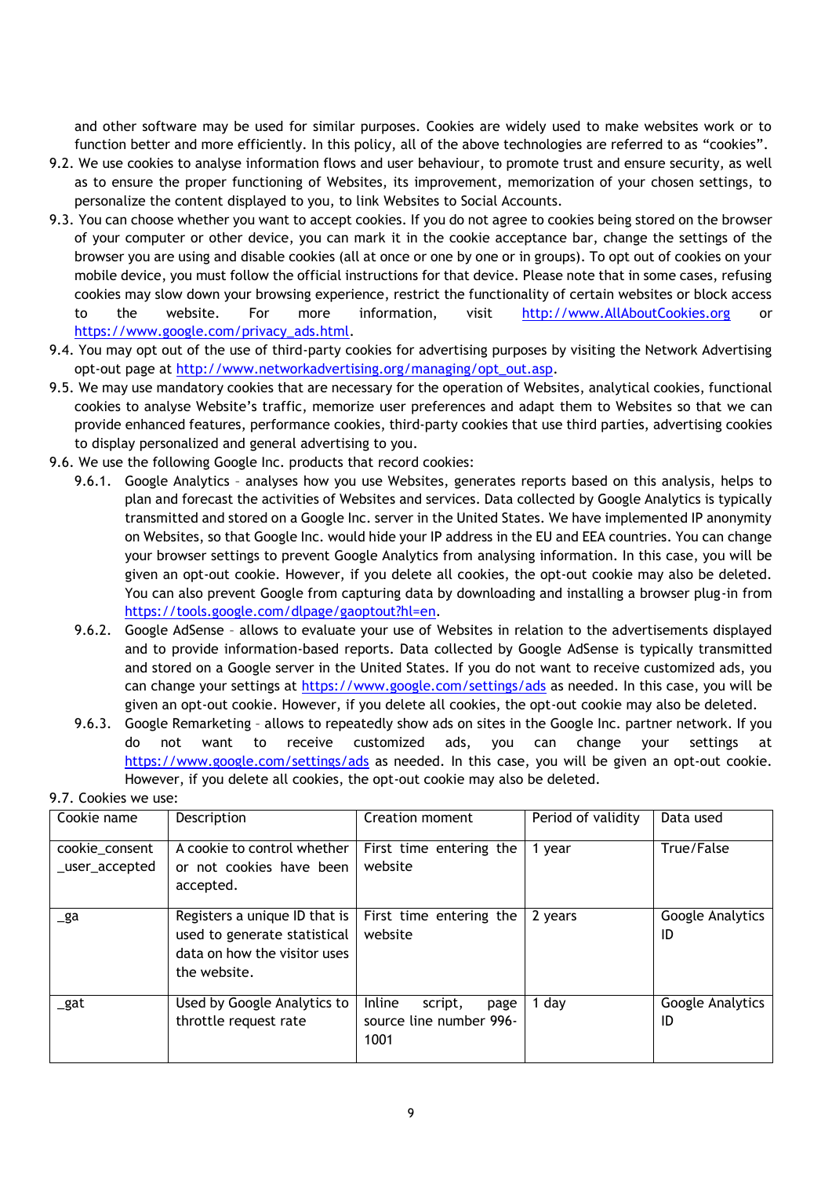and other software may be used for similar purposes. Cookies are widely used to make websites work or to function better and more efficiently. In this policy, all of the above technologies are referred to as "cookies".

9.2. We use cookies to analyse information flows and user behaviour, to promote trust and ensure security, as well as to ensure the proper functioning of Websites, its improvement, memorization of your chosen settings, to personalize the content displayed to you, to link Websites to Social Accounts.

9.3. You can choose whether you want to accept cookies. If you do not agree to cookies being stored on the browser of your computer or other device, you can mark it in the cookie acceptance bar, change the settings of the browser you are using and disable cookies (all at once or one by one or in groups). To opt out of cookies on your mobile device, you must follow the official instructions for that device. Please note that in some cases, refusing cookies may slow down your browsing experience, restrict the functionality of certain websites or block access to the website. For more information, visit http://www.AllAboutCookies.org or https://www.google.com/privacy_ads.html.

9.4. You may opt out of the use of third-party cookies for advertising purposes by visiting the Network Advertising opt-out page at http://www.networkadvertising.org/managing/opt_out.asp.

9.5. We may use mandatory cookies that are necessary for the operation of Websites, analytical cookies, functional cookies to analyse Website's traffic, memorize user preferences and adapt them to Websites so that we can provide enhanced features, performance cookies, third-party cookies that use third parties, advertising cookies to display personalized and general advertising to you.

9.6. We use the following Google Inc. products that record cookies:

9.6.1. Google Analytics – analyses how you use Websites, generates reports based on this analysis, helps to plan and forecast the activities of Websites and services. Data collected by Google Analytics is typically transmitted and stored on a Google Inc. server in the United States. We have implemented IP anonymity on Websites, so that Google Inc. would hide your IP address in the EU and EEA countries. You can change your browser settings to prevent Google Analytics from analysing information. In this case, you will be given an opt-out cookie. However, if you delete all cookies, the opt-out cookie may also be deleted. You can also prevent Google from capturing data by downloading and installing a browser plug-in from https://tools.google.com/dlpage/gaoptout?hl=en.

9.6.2. Google AdSense – allows to evaluate your use of Websites in relation to the advertisements displayed and to provide information-based reports. Data collected by Google AdSense is typically transmitted and stored on a Google server in the United States. If you do not want to receive customized ads, you can change your settings at https://www.google.com/settings/ads as needed. In this case, you will be given an opt-out cookie. However, if you delete all cookies, the opt-out cookie may also be deleted.

9.6.3. Google Remarketing – allows to repeatedly show ads on sites in the Google Inc. partner network. If you do not want to receive customized ads, you can change your settings at https://www.google.com/settings/ads as needed. In this case, you will be given an opt-out cookie. However, if you delete all cookies, the opt-out cookie may also be deleted.

9.7. Cookies we use:

| Cookie name | Description | Creation moment | Period of validity | Data used |
|---|---|---|---|---|
| cookie_consent_user_accepted | A cookie to control whether or not cookies have been accepted. | First time entering the website | 1 year | True/False |
| _ga | Registers a unique ID that is used to generate statistical data on how the visitor uses the website. | First time entering the website | 2 years | Google Analytics ID |
| _gat | Used by Google Analytics to throttle request rate | Inline script, page source line number 996-1001 | 1 day | Google Analytics ID |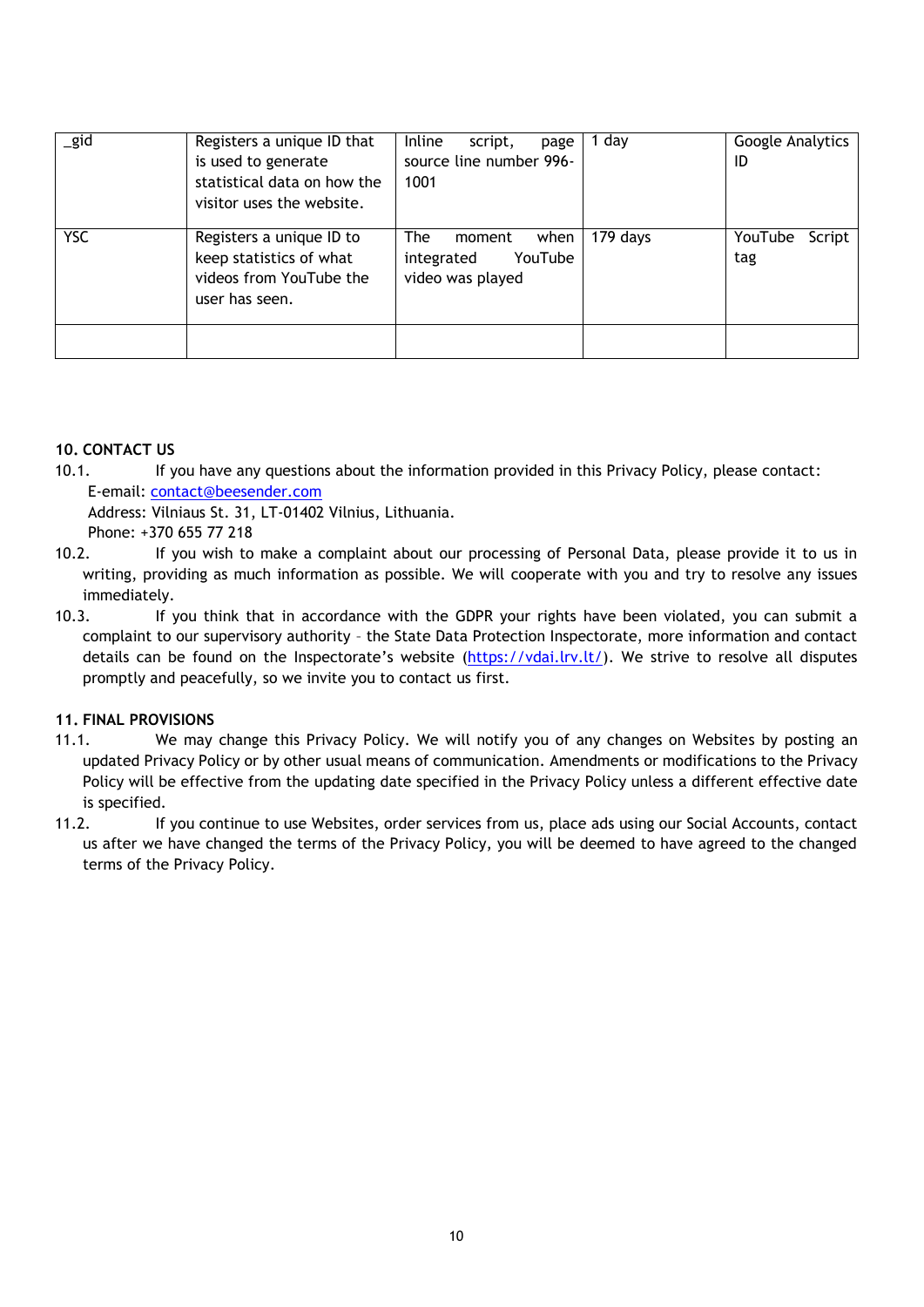| | | | | |
|---|---|---|---|---|
| _gid | Registers a unique ID that is used to generate statistical data on how the visitor uses the website. | Inline script, page source line number 996-1001 | 1 day | Google Analytics ID |
| YSC | Registers a unique ID to keep statistics of what videos from YouTube the user has seen. | The moment when integrated YouTube video was played | 179 days | YouTube Script tag |
| | | | | |

**10. CONTACT US**

10.1. If you have any questions about the information provided in this Privacy Policy, please contact:
E-mail: [contact@beesender.com](mailto:contact@beesender.com)
Address: Vilniaus St. 31, LT-01402 Vilnius, Lithuania.
Phone: +370 655 77 218

10.2. If you wish to make a complaint about our processing of Personal Data, please provide it to us in writing, providing as much information as possible. We will cooperate with you and try to resolve any issues immediately.

10.3. If you think that in accordance with the GDPR your rights have been violated, you can submit a complaint to our supervisory authority – the State Data Protection Inspectorate, more information and contact details can be found on the Inspectorate's website ([https://vdai.lrv.lt/](https://vdai.lrv.lt/)). We strive to resolve all disputes promptly and peacefully, so we invite you to contact us first.

**11. FINAL PROVISIONS**

11.1. We may change this Privacy Policy. We will notify you of any changes on Websites by posting an updated Privacy Policy or by other usual means of communication. Amendments or modifications to the Privacy Policy will be effective from the updating date specified in the Privacy Policy unless a different effective date is specified.

11.2. If you continue to use Websites, order services from us, place ads using our Social Accounts, contact us after we have changed the terms of the Privacy Policy, you will be deemed to have agreed to the changed terms of the Privacy Policy.